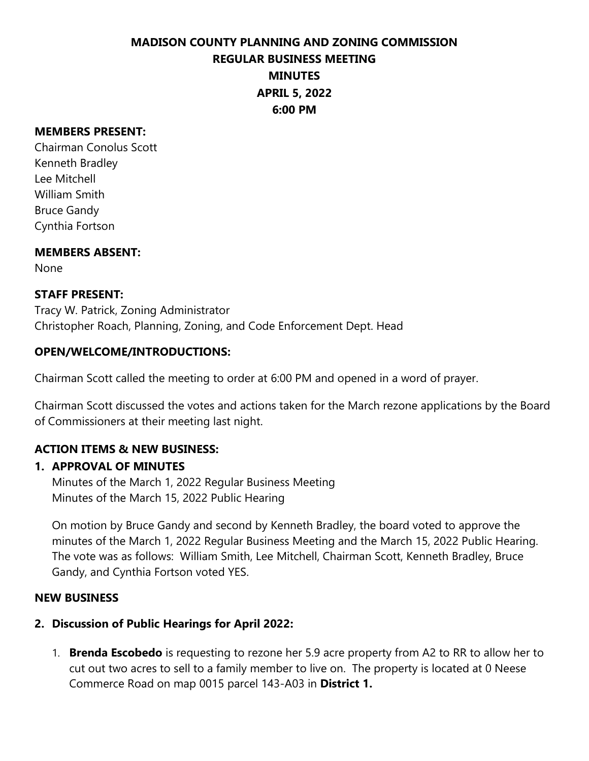# MADISON COUNTY PLANNING AND ZONING COMMISSION
## REGULAR BUSINESS MEETING
## MINUTES
## APRIL 5, 2022
## 6:00 PM

**MEMBERS PRESENT:**

Chairman Conolus Scott
Kenneth Bradley
Lee Mitchell
William Smith
Bruce Gandy
Cynthia Fortson

**MEMBERS ABSENT:**

None

**STAFF PRESENT:**

Tracy W. Patrick, Zoning Administrator
Christopher Roach, Planning, Zoning, and Code Enforcement Dept. Head

**OPEN/WELCOME/INTRODUCTIONS:**

Chairman Scott called the meeting to order at 6:00 PM and opened in a word of prayer.

Chairman Scott discussed the votes and actions taken for the March rezone applications by the Board of Commissioners at their meeting last night.

**ACTION ITEMS & NEW BUSINESS:**

**1. APPROVAL OF MINUTES**

Minutes of the March 1, 2022 Regular Business Meeting
Minutes of the March 15, 2022 Public Hearing

On motion by Bruce Gandy and second by Kenneth Bradley, the board voted to approve the minutes of the March 1, 2022 Regular Business Meeting and the March 15, 2022 Public Hearing. The vote was as follows: William Smith, Lee Mitchell, Chairman Scott, Kenneth Bradley, Bruce Gandy, and Cynthia Fortson voted YES.

**NEW BUSINESS**

**2. Discussion of Public Hearings for April 2022:**

1. **Brenda Escobedo** is requesting to rezone her 5.9 acre property from A2 to RR to allow her to cut out two acres to sell to a family member to live on. The property is located at 0 Neese Commerce Road on map 0015 parcel 143-A03 in **District 1.**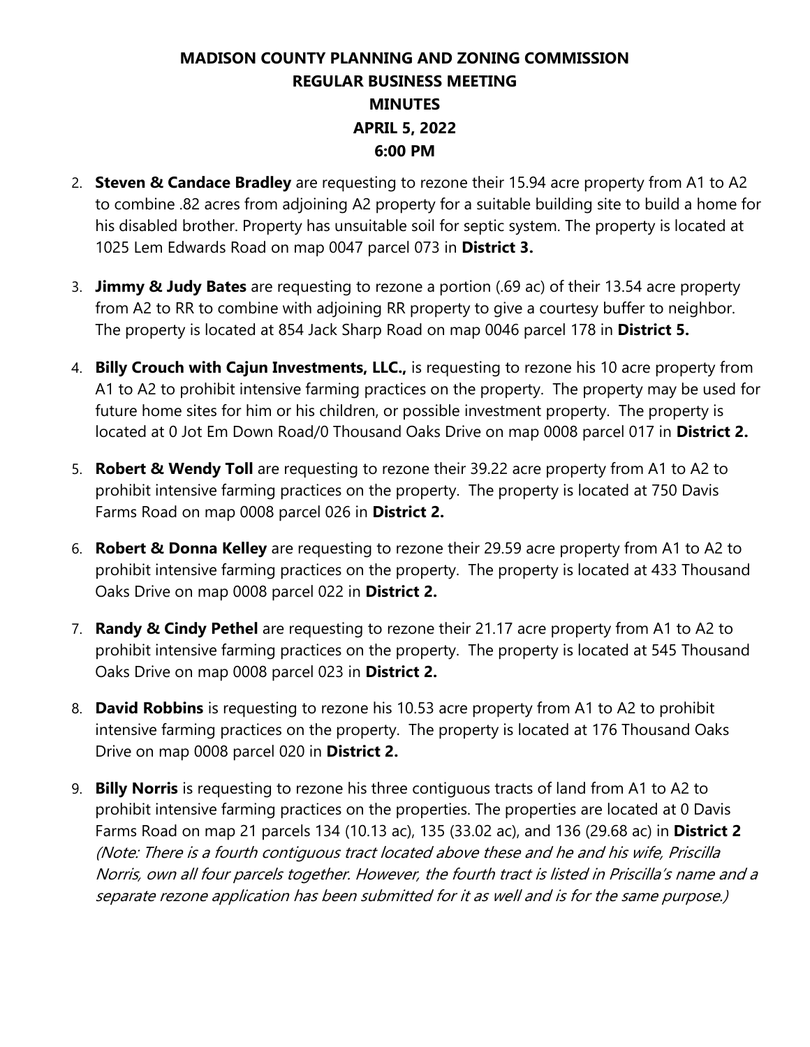**MADISON COUNTY PLANNING AND ZONING COMMISSION**
**REGULAR BUSINESS MEETING**
**MINUTES**
**APRIL 5, 2022**
**6:00 PM**

2. **Steven & Candace Bradley** are requesting to rezone their 15.94 acre property from A1 to A2 to combine .82 acres from adjoining A2 property for a suitable building site to build a home for his disabled brother. Property has unsuitable soil for septic system. The property is located at 1025 Lem Edwards Road on map 0047 parcel 073 in **District 3.**

3. **Jimmy & Judy Bates** are requesting to rezone a portion (.69 ac) of their 13.54 acre property from A2 to RR to combine with adjoining RR property to give a courtesy buffer to neighbor. The property is located at 854 Jack Sharp Road on map 0046 parcel 178 in **District 5.**

4. **Billy Crouch with Cajun Investments, LLC.,** is requesting to rezone his 10 acre property from A1 to A2 to prohibit intensive farming practices on the property. The property may be used for future home sites for him or his children, or possible investment property. The property is located at 0 Jot Em Down Road/0 Thousand Oaks Drive on map 0008 parcel 017 in **District 2.**

5. **Robert & Wendy Toll** are requesting to rezone their 39.22 acre property from A1 to A2 to prohibit intensive farming practices on the property. The property is located at 750 Davis Farms Road on map 0008 parcel 026 in **District 2.**

6. **Robert & Donna Kelley** are requesting to rezone their 29.59 acre property from A1 to A2 to prohibit intensive farming practices on the property. The property is located at 433 Thousand Oaks Drive on map 0008 parcel 022 in **District 2.**

7. **Randy & Cindy Pethel** are requesting to rezone their 21.17 acre property from A1 to A2 to prohibit intensive farming practices on the property. The property is located at 545 Thousand Oaks Drive on map 0008 parcel 023 in **District 2.**

8. **David Robbins** is requesting to rezone his 10.53 acre property from A1 to A2 to prohibit intensive farming practices on the property. The property is located at 176 Thousand Oaks Drive on map 0008 parcel 020 in **District 2.**

9. **Billy Norris** is requesting to rezone his three contiguous tracts of land from A1 to A2 to prohibit intensive farming practices on the properties. The properties are located at 0 Davis Farms Road on map 21 parcels 134 (10.13 ac), 135 (33.02 ac), and 136 (29.68 ac) in **District 2** *(Note: There is a fourth contiguous tract located above these and he and his wife, Priscilla Norris, own all four parcels together. However, the fourth tract is listed in Priscilla's name and a separate rezone application has been submitted for it as well and is for the same purpose.)*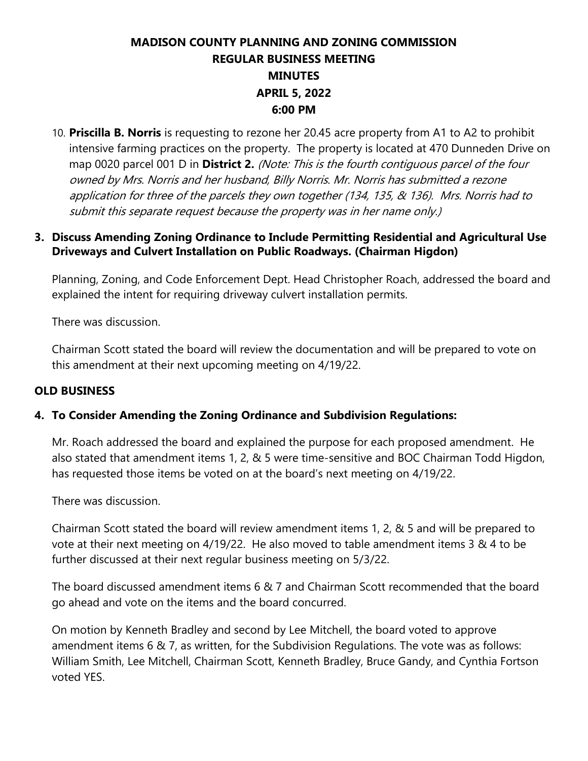# MADISON COUNTY PLANNING AND ZONING COMMISSION
## REGULAR BUSINESS MEETING
## MINUTES
## APRIL 5, 2022
## 6:00 PM

10. **Priscilla B. Norris** is requesting to rezone her 20.45 acre property from A1 to A2 to prohibit intensive farming practices on the property. The property is located at 470 Dunneden Drive on map 0020 parcel 001 D in **District 2.** *(Note: This is the fourth contiguous parcel of the four owned by Mrs. Norris and her husband, Billy Norris. Mr. Norris has submitted a rezone application for three of the parcels they own together (134, 135, & 136). Mrs. Norris had to submit this separate request because the property was in her name only.)*

### 3. Discuss Amending Zoning Ordinance to Include Permitting Residential and Agricultural Use Driveways and Culvert Installation on Public Roadways. (Chairman Higdon)

Planning, Zoning, and Code Enforcement Dept. Head Christopher Roach, addressed the board and explained the intent for requiring driveway culvert installation permits.

There was discussion.

Chairman Scott stated the board will review the documentation and will be prepared to vote on this amendment at their next upcoming meeting on 4/19/22.

## OLD BUSINESS

### 4. To Consider Amending the Zoning Ordinance and Subdivision Regulations:

Mr. Roach addressed the board and explained the purpose for each proposed amendment. He also stated that amendment items 1, 2, & 5 were time-sensitive and BOC Chairman Todd Higdon, has requested those items be voted on at the board's next meeting on 4/19/22.

There was discussion.

Chairman Scott stated the board will review amendment items 1, 2, & 5 and will be prepared to vote at their next meeting on 4/19/22. He also moved to table amendment items 3 & 4 to be further discussed at their next regular business meeting on 5/3/22.

The board discussed amendment items 6 & 7 and Chairman Scott recommended that the board go ahead and vote on the items and the board concurred.

On motion by Kenneth Bradley and second by Lee Mitchell, the board voted to approve amendment items 6 & 7, as written, for the Subdivision Regulations. The vote was as follows: William Smith, Lee Mitchell, Chairman Scott, Kenneth Bradley, Bruce Gandy, and Cynthia Fortson voted YES.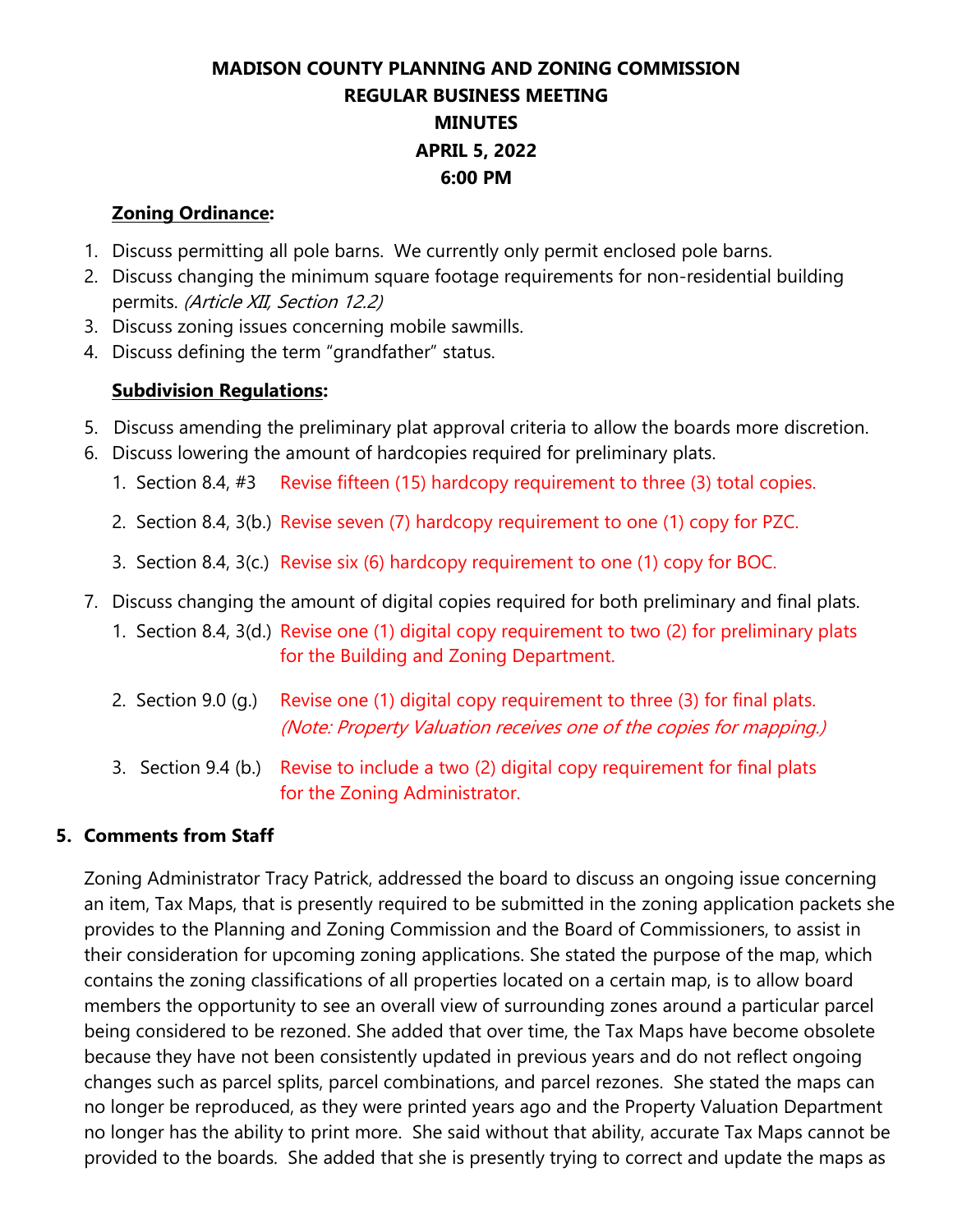**MADISON COUNTY PLANNING AND ZONING COMMISSION**
**REGULAR BUSINESS MEETING**
**MINUTES**
**APRIL 5, 2022**
**6:00 PM**

**Zoning Ordinance:**

1. Discuss permitting all pole barns. We currently only permit enclosed pole barns.
2. Discuss changing the minimum square footage requirements for non-residential building permits. *(Article XII, Section 12.2)*
3. Discuss zoning issues concerning mobile sawmills.
4. Discuss defining the term "grandfather" status.

**Subdivision Regulations:**

5. Discuss amending the preliminary plat approval criteria to allow the boards more discretion.
6. Discuss lowering the amount of hardcopies required for preliminary plats.
   1. Section 8.4, #3 Revise fifteen (15) hardcopy requirement to three (3) total copies.
   2. Section 8.4, 3(b.) Revise seven (7) hardcopy requirement to one (1) copy for PZC.
   3. Section 8.4, 3(c.) Revise six (6) hardcopy requirement to one (1) copy for BOC.
7. Discuss changing the amount of digital copies required for both preliminary and final plats.
   1. Section 8.4, 3(d.) Revise one (1) digital copy requirement to two (2) for preliminary plats for the Building and Zoning Department.
   2. Section 9.0 (g.) Revise one (1) digital copy requirement to three (3) for final plats. *(Note: Property Valuation receives one of the copies for mapping.)*
   3. Section 9.4 (b.) Revise to include a two (2) digital copy requirement for final plats for the Zoning Administrator.

## 5. Comments from Staff

Zoning Administrator Tracy Patrick, addressed the board to discuss an ongoing issue concerning an item, Tax Maps, that is presently required to be submitted in the zoning application packets she provides to the Planning and Zoning Commission and the Board of Commissioners, to assist in their consideration for upcoming zoning applications. She stated the purpose of the map, which contains the zoning classifications of all properties located on a certain map, is to allow board members the opportunity to see an overall view of surrounding zones around a particular parcel being considered to be rezoned. She added that over time, the Tax Maps have become obsolete because they have not been consistently updated in previous years and do not reflect ongoing changes such as parcel splits, parcel combinations, and parcel rezones. She stated the maps can no longer be reproduced, as they were printed years ago and the Property Valuation Department no longer has the ability to print more. She said without that ability, accurate Tax Maps cannot be provided to the boards. She added that she is presently trying to correct and update the maps as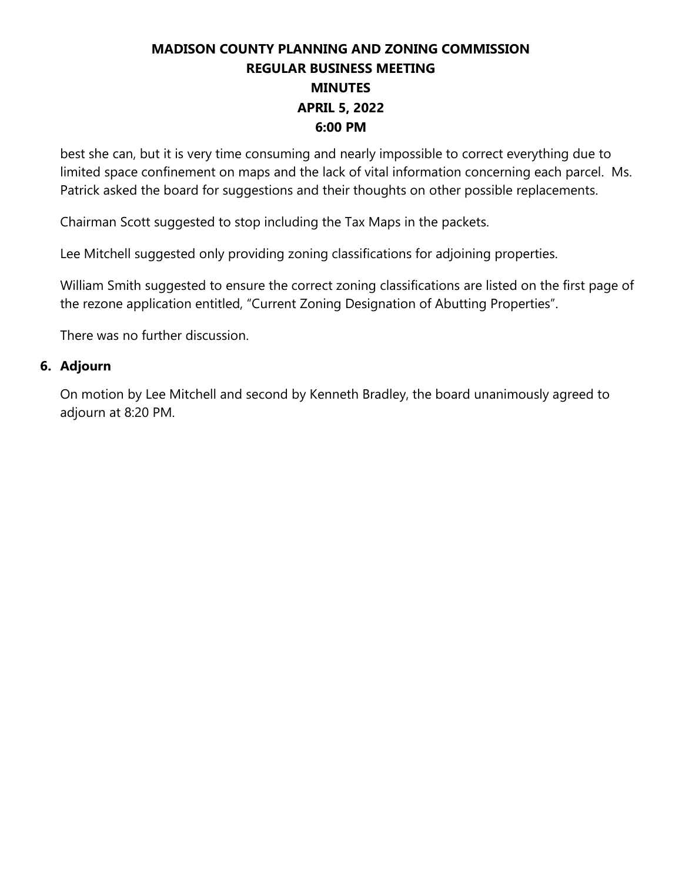best she can, but it is very time consuming and nearly impossible to correct everything due to limited space confinement on maps and the lack of vital information concerning each parcel. Ms. Patrick asked the board for suggestions and their thoughts on other possible replacements.

Chairman Scott suggested to stop including the Tax Maps in the packets.

Lee Mitchell suggested only providing zoning classifications for adjoining properties.

William Smith suggested to ensure the correct zoning classifications are listed on the first page of the rezone application entitled, "Current Zoning Designation of Abutting Properties".

There was no further discussion.

## 6. Adjourn

On motion by Lee Mitchell and second by Kenneth Bradley, the board unanimously agreed to adjourn at 8:20 PM.